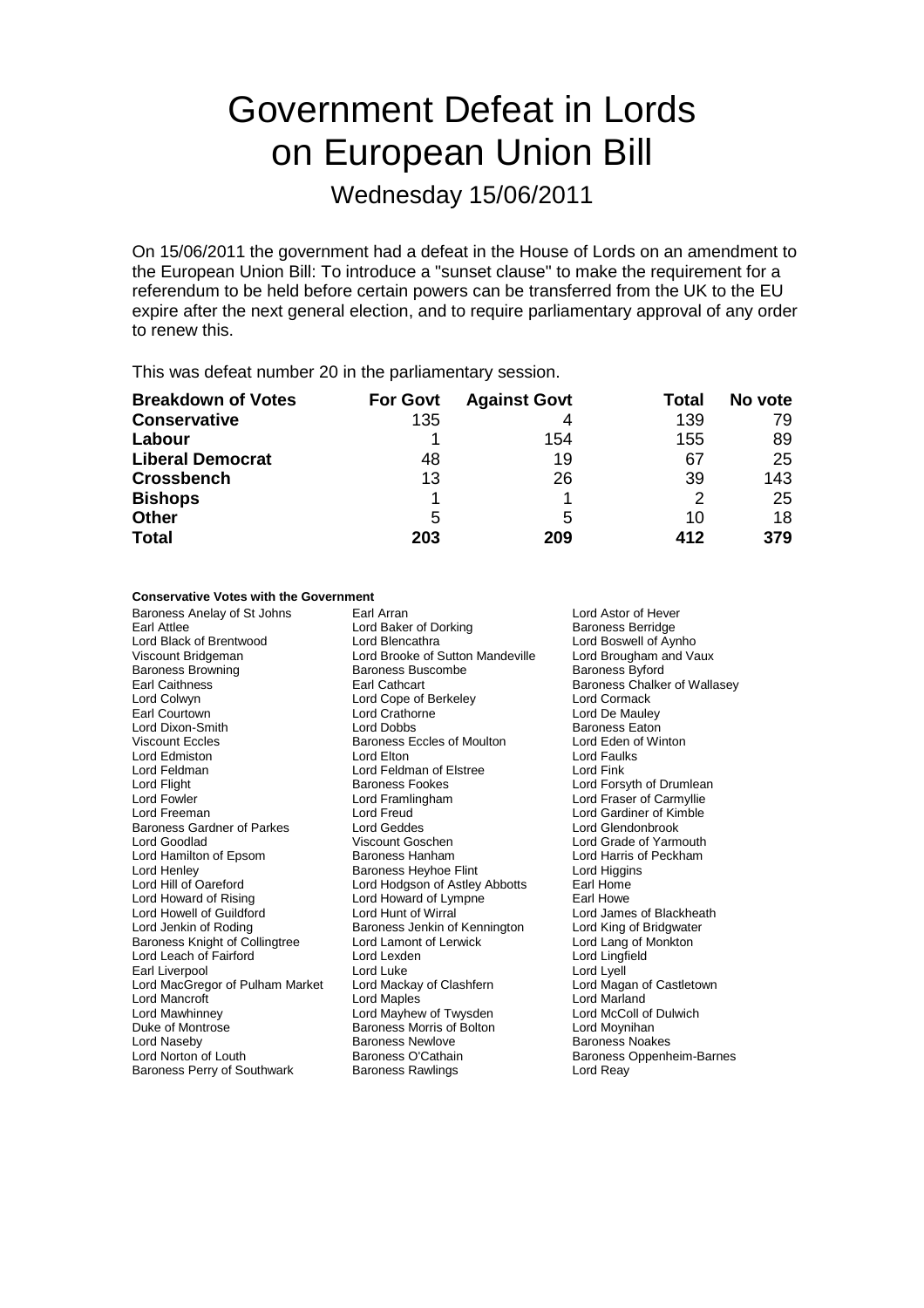# Government Defeat in Lords on European Union Bill

## Wednesday 15/06/2011

On 15/06/2011 the government had a defeat in the House of Lords on an amendment to the European Union Bill: To introduce a "sunset clause" to make the requirement for a referendum to be held before certain powers can be transferred from the UK to the EU expire after the next general election, and to require parliamentary approval of any order to renew this.

This was defeat number 20 in the parliamentary session.

| **Breakdown of Votes** | **For Govt** | **Against Govt** | **Total** | **No vote** |
|---|---|---|---|---|
| **Conservative** | 135 | 4 | 139 | 79 |
| **Labour** | 1 | 154 | 155 | 89 |
| **Liberal Democrat** | 48 | 19 | 67 | 25 |
| **Crossbench** | 13 | 26 | 39 | 143 |
| **Bishops** | 1 | 1 | 2 | 25 |
| **Other** | 5 | 5 | 10 | 18 |
| **Total** | **203** | **209** | **412** | **379** |

**Conservative Votes with the Government**

Baroness Anelay of St Johns
Earl Arran
Lord Astor of Hever
Earl Attlee
Lord Baker of Dorking
Baroness Berridge
Lord Black of Brentwood
Lord Blencathra
Lord Boswell of Aynho
Viscount Bridgeman
Lord Brooke of Sutton Mandeville
Lord Brougham and Vaux
Baroness Browning
Baroness Buscombe
Baroness Byford
Earl Caithness
Earl Cathcart
Baroness Chalker of Wallasey
Lord Colwyn
Lord Cope of Berkeley
Lord Cormack
Earl Courtown
Lord Crathorne
Lord De Mauley
Lord Dixon-Smith
Lord Dobbs
Baroness Eaton
Viscount Eccles
Baroness Eccles of Moulton
Lord Eden of Winton
Lord Edmiston
Lord Elton
Lord Faulks
Lord Feldman
Lord Feldman of Elstree
Lord Fink
Lord Flight
Baroness Fookes
Lord Forsyth of Drumlean
Lord Fowler
Lord Framlingham
Lord Fraser of Carmyllie
Lord Freeman
Lord Freud
Lord Gardiner of Kimble
Baroness Gardner of Parkes
Lord Geddes
Lord Glendonbrook
Lord Goodlad
Viscount Goschen
Lord Grade of Yarmouth
Lord Hamilton of Epsom
Baroness Hanham
Lord Harris of Peckham
Lord Henley
Baroness Heyhoe Flint
Lord Higgins
Lord Hill of Oareford
Lord Hodgson of Astley Abbotts
Earl Home
Lord Howard of Rising
Lord Howard of Lympne
Earl Howe
Lord Howell of Guildford
Lord Hunt of Wirral
Lord James of Blackheath
Lord Jenkin of Roding
Baroness Jenkin of Kennington
Lord King of Bridgwater
Baroness Knight of Collingtree
Lord Lamont of Lerwick
Lord Lang of Monkton
Lord Leach of Fairford
Lord Lexden
Lord Lingfield
Earl Liverpool
Lord Luke
Lord Lyell
Lord MacGregor of Pulham Market
Lord Mackay of Clashfern
Lord Magan of Castletown
Lord Mancroft
Lord Maples
Lord Marland
Lord Mawhinney
Lord Mayhew of Twysden
Lord McColl of Dulwich
Duke of Montrose
Baroness Morris of Bolton
Lord Moynihan
Lord Naseby
Baroness Newlove
Baroness Noakes
Lord Norton of Louth
Baroness O'Cathain
Baroness Oppenheim-Barnes
Baroness Perry of Southwark
Baroness Rawlings
Lord Reay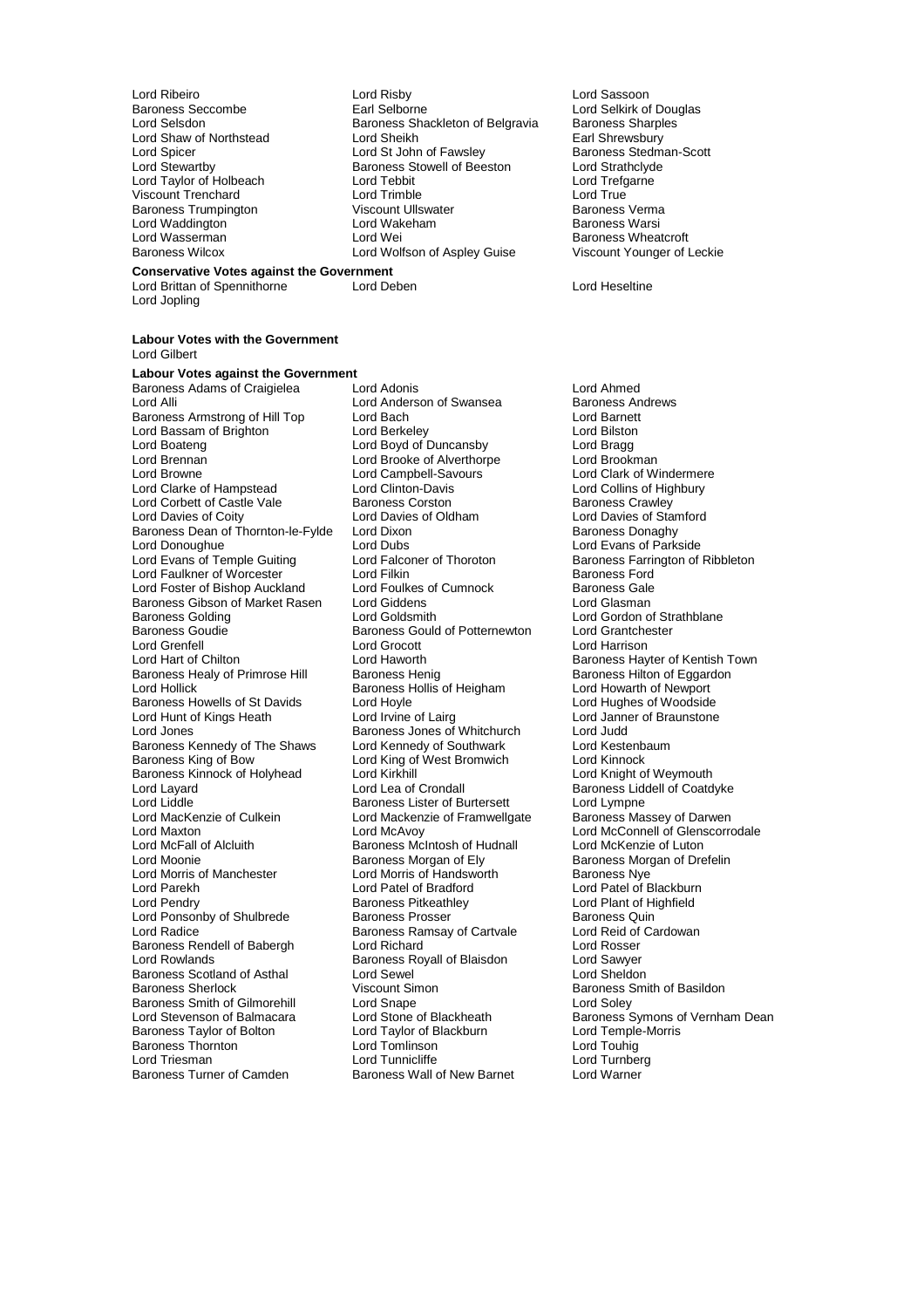Lord Ribeiro
Lord Risby
Lord Sassoon
Baroness Seccombe
Earl Selborne
Lord Selkirk of Douglas
Lord Selsdon
Baroness Shackleton of Belgravia
Baroness Sharples
Lord Shaw of Northstead
Lord Sheikh
Earl Shrewsbury
Lord Spicer
Lord St John of Fawsley
Baroness Stedman-Scott
Lord Stewartby
Baroness Stowell of Beeston
Lord Strathclyde
Lord Taylor of Holbeach
Lord Tebbit
Lord Trefgarne
Viscount Trenchard
Lord Trimble
Lord True
Baroness Trumpington
Viscount Ullswater
Baroness Verma
Lord Waddington
Lord Wakeham
Baroness Warsi
Lord Wasserman
Lord Wei
Baroness Wheatcroft
Baroness Wilcox
Lord Wolfson of Aspley Guise
Viscount Younger of Leckie

**Conservative Votes against the Government**

Lord Brittan of Spennithorne
Lord Deben
Lord Heseltine
Lord Jopling

**Labour Votes with the Government**

Lord Gilbert

**Labour Votes against the Government**

Baroness Adams of Craigielea
Lord Adonis
Lord Ahmed
Lord Alli
Lord Anderson of Swansea
Baroness Andrews
Baroness Armstrong of Hill Top
Lord Bach
Lord Barnett
Lord Bassam of Brighton
Lord Berkeley
Lord Bilston
Lord Boateng
Lord Boyd of Duncansby
Lord Bragg
Lord Brennan
Lord Brooke of Alverthorpe
Lord Brookman
Lord Browne
Lord Campbell-Savours
Lord Clark of Windermere
Lord Clarke of Hampstead
Lord Clinton-Davis
Lord Collins of Highbury
Lord Corbett of Castle Vale
Baroness Corston
Baroness Crawley
Lord Davies of Coity
Lord Davies of Oldham
Lord Davies of Stamford
Baroness Dean of Thornton-le-Fylde
Lord Dixon
Baroness Donaghy
Lord Donoughue
Lord Dubs
Lord Evans of Parkside
Lord Evans of Temple Guiting
Lord Falconer of Thoroton
Baroness Farrington of Ribbleton
Lord Faulkner of Worcester
Lord Filkin
Baroness Ford
Lord Foster of Bishop Auckland
Lord Foulkes of Cumnock
Baroness Gale
Baroness Gibson of Market Rasen
Lord Giddens
Lord Glasman
Baroness Golding
Lord Goldsmith
Lord Gordon of Strathblane
Baroness Goudie
Baroness Gould of Potternewton
Lord Grantchester
Lord Grenfell
Lord Grocott
Lord Harrison
Lord Hart of Chilton
Lord Haworth
Baroness Hayter of Kentish Town
Baroness Healy of Primrose Hill
Baroness Henig
Baroness Hilton of Eggardon
Lord Hollick
Baroness Hollis of Heigham
Lord Howarth of Newport
Baroness Howells of St Davids
Lord Hoyle
Lord Hughes of Woodside
Lord Hunt of Kings Heath
Lord Irvine of Lairg
Lord Janner of Braunstone
Lord Jones
Baroness Jones of Whitchurch
Lord Judd
Baroness Kennedy of The Shaws
Lord Kennedy of Southwark
Lord Kestenbaum
Baroness King of Bow
Lord King of West Bromwich
Lord Kinnock
Baroness Kinnock of Holyhead
Lord Kirkhill
Lord Knight of Weymouth
Lord Layard
Lord Lea of Crondall
Baroness Liddell of Coatdyke
Lord Liddle
Baroness Lister of Burtersett
Lord Lympne
Lord MacKenzie of Culkein
Lord Mackenzie of Framwellgate
Baroness Massey of Darwen
Lord Maxton
Lord McAvoy
Lord McConnell of Glenscorrodale
Lord McFall of Alcluith
Baroness McIntosh of Hudnall
Lord McKenzie of Luton
Lord Moonie
Baroness Morgan of Ely
Baroness Morgan of Drefelin
Lord Morris of Manchester
Lord Morris of Handsworth
Baroness Nye
Lord Parekh
Lord Patel of Bradford
Lord Patel of Blackburn
Lord Pendry
Baroness Pitkeathley
Lord Plant of Highfield
Lord Ponsonby of Shulbrede
Baroness Prosser
Baroness Quin
Lord Radice
Baroness Ramsay of Cartvale
Lord Reid of Cardowan
Baroness Rendell of Babergh
Lord Richard
Lord Rosser
Lord Rowlands
Baroness Royall of Blaisdon
Lord Sawyer
Baroness Scotland of Asthal
Lord Sewel
Lord Sheldon
Baroness Sherlock
Viscount Simon
Baroness Smith of Basildon
Baroness Smith of Gilmorehill
Lord Snape
Lord Soley
Lord Stevenson of Balmacara
Lord Stone of Blackheath
Baroness Symons of Vernham Dean
Baroness Taylor of Bolton
Lord Taylor of Blackburn
Lord Temple-Morris
Baroness Thornton
Lord Tomlinson
Lord Touhig
Lord Triesman
Lord Tunnicliffe
Lord Turnberg
Baroness Turner of Camden
Baroness Wall of New Barnet
Lord Warner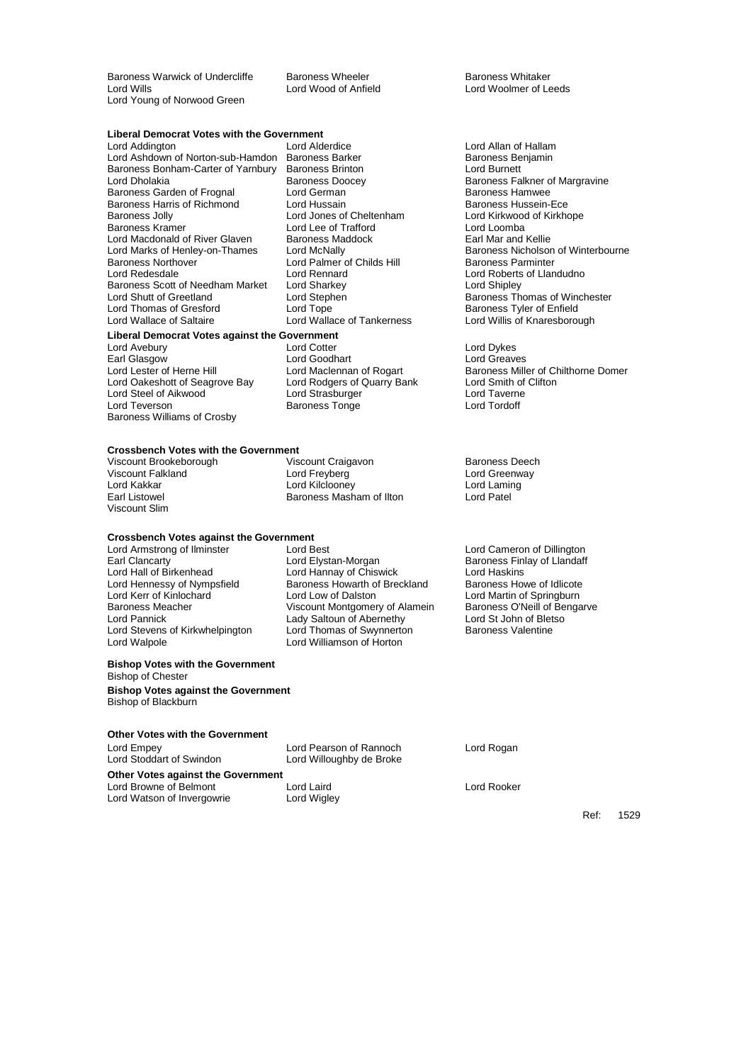Baroness Warwick of Undercliffe
Baroness Wheeler
Baroness Whitaker
Lord Wills
Lord Wood of Anfield
Lord Woolmer of Leeds
Lord Young of Norwood Green

**Liberal Democrat Votes with the Government**

Lord Addington
Lord Alderdice
Lord Allan of Hallam
Lord Ashdown of Norton-sub-Hamdon
Baroness Barker
Baroness Benjamin
Baroness Bonham-Carter of Yarnbury
Baroness Brinton
Lord Burnett
Lord Dholakia
Baroness Doocey
Baroness Falkner of Margravine
Baroness Garden of Frognal
Lord German
Baroness Hamwee
Baroness Harris of Richmond
Lord Hussain
Baroness Hussein-Ece
Baroness Jolly
Lord Jones of Cheltenham
Lord Kirkwood of Kirkhope
Baroness Kramer
Lord Lee of Trafford
Lord Loomba
Lord Macdonald of River Glaven
Baroness Maddock
Earl Mar and Kellie
Lord Marks of Henley-on-Thames
Lord McNally
Baroness Nicholson of Winterbourne
Baroness Northover
Lord Palmer of Childs Hill
Baroness Parminter
Lord Redesdale
Lord Rennard
Lord Roberts of Llandudno
Baroness Scott of Needham Market
Lord Sharkey
Lord Shipley
Lord Shutt of Greetland
Lord Stephen
Baroness Thomas of Winchester
Lord Thomas of Gresford
Lord Tope
Baroness Tyler of Enfield
Lord Wallace of Saltaire
Lord Wallace of Tankerness
Lord Willis of Knaresborough

**Liberal Democrat Votes against the Government**

Lord Avebury
Lord Cotter
Lord Dykes
Earl Glasgow
Lord Goodhart
Lord Greaves
Lord Lester of Herne Hill
Lord Maclennan of Rogart
Baroness Miller of Chilthorne Domer
Lord Oakeshott of Seagrove Bay
Lord Rodgers of Quarry Bank
Lord Smith of Clifton
Lord Steel of Aikwood
Lord Strasburger
Lord Taverne
Lord Teverson
Baroness Tonge
Lord Tordoff
Baroness Williams of Crosby

**Crossbench Votes with the Government**

Viscount Brookeborough
Viscount Craigavon
Baroness Deech
Viscount Falkland
Lord Freyberg
Lord Greenway
Lord Kakkar
Lord Kilclooney
Lord Laming
Earl Listowel
Baroness Masham of Ilton
Lord Patel
Viscount Slim

**Crossbench Votes against the Government**

Lord Armstrong of Ilminster
Lord Best
Lord Cameron of Dillington
Earl Clancarty
Lord Elystan-Morgan
Baroness Finlay of Llandaff
Lord Hall of Birkenhead
Lord Hannay of Chiswick
Lord Haskins
Lord Hennessy of Nympsfield
Baroness Howarth of Breckland
Baroness Howe of Idlicote
Lord Kerr of Kinlochard
Lord Low of Dalston
Lord Martin of Springburn
Baroness Meacher
Viscount Montgomery of Alamein
Baroness O'Neill of Bengarve
Lord Pannick
Lady Saltoun of Abernethy
Lord St John of Bletso
Lord Stevens of Kirkwhelpington
Lord Thomas of Swynnerton
Baroness Valentine
Lord Walpole
Lord Williamson of Horton

**Bishop Votes with the Government**

Bishop of Chester

**Bishop Votes against the Government**

Bishop of Blackburn

**Other Votes with the Government**

Lord Empey
Lord Pearson of Rannoch
Lord Rogan
Lord Stoddart of Swindon
Lord Willoughby de Broke

**Other Votes against the Government**

Lord Browne of Belmont
Lord Laird
Lord Rooker
Lord Watson of Invergowrie
Lord Wigley

Ref: 1529